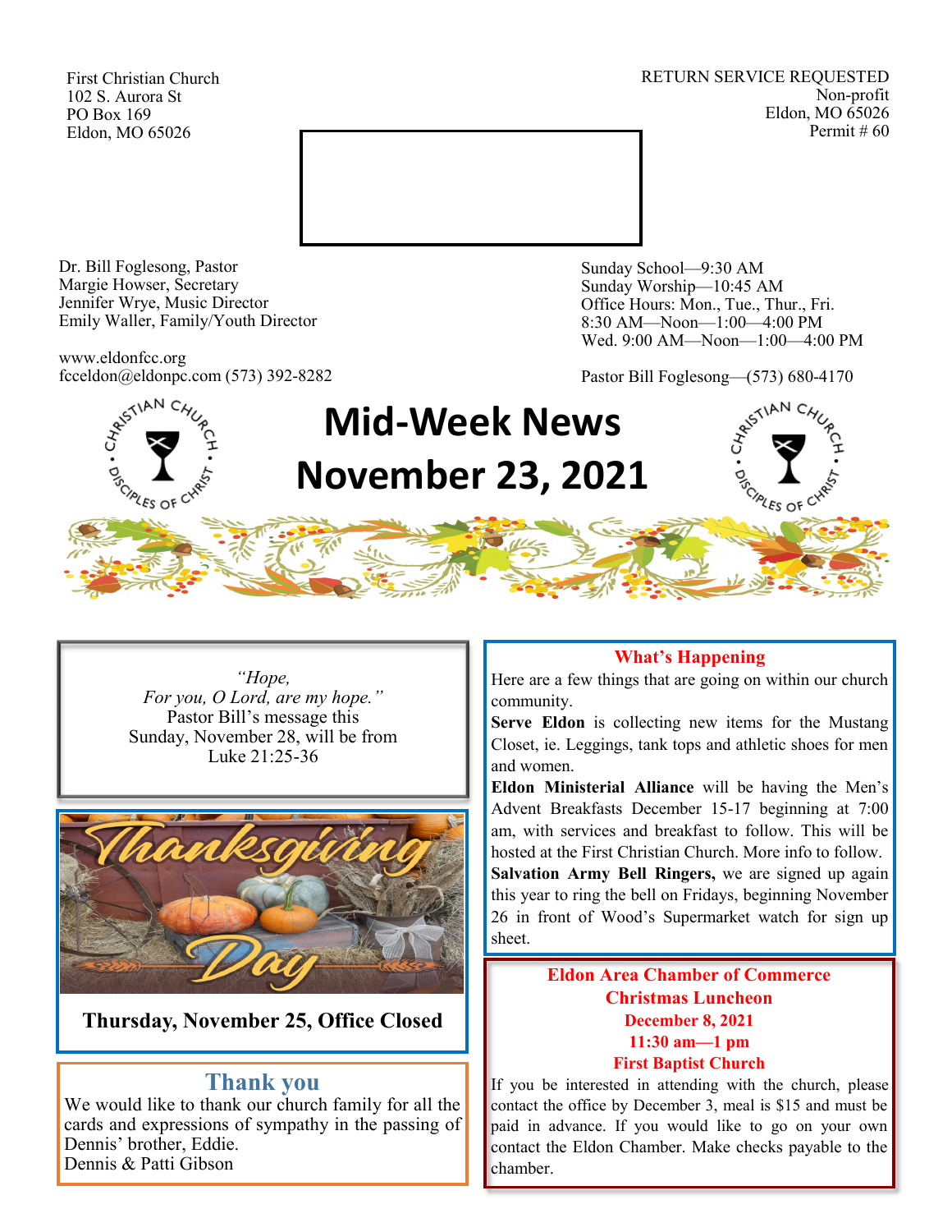First Christian Church
102 S. Aurora St
PO Box 169
Eldon, MO 65026

RETURN SERVICE REQUESTED
Non-profit
Eldon, MO 65026
Permit # 60

Dr. Bill Foglesong, Pastor
Margie Howser, Secretary
Jennifer Wrye, Music Director
Emily Waller, Family/Youth Director

www.eldonfcc.org
fcceldon@eldonpc.com (573) 392-8282

Sunday School—9:30 AM
Sunday Worship—10:45 AM
Office Hours: Mon., Tue., Thur., Fri.
8:30 AM—Noon—1:00—4:00 PM
Wed. 9:00 AM—Noon—1:00—4:00 PM

Pastor Bill Foglesong—(573) 680-4170

# Mid-Week News
# November 23, 2021

*"Hope,*
*For you, O Lord, are my hope."*
Pastor Bill's message this Sunday, November 28, will be from Luke 21:25-36

**Thursday, November 25, Office Closed**

## Thank you

We would like to thank our church family for all the cards and expressions of sympathy in the passing of Dennis' brother, Eddie.
Dennis & Patti Gibson

## What's Happening

Here are a few things that are going on within our church community.

**Serve Eldon** is collecting new items for the Mustang Closet, ie. Leggings, tank tops and athletic shoes for men and women.

**Eldon Ministerial Alliance** will be having the Men's Advent Breakfasts December 15-17 beginning at 7:00 am, with services and breakfast to follow. This will be hosted at the First Christian Church. More info to follow.

**Salvation Army Bell Ringers,** we are signed up again this year to ring the bell on Fridays, beginning November 26 in front of Wood's Supermarket watch for sign up sheet.

## Eldon Area Chamber of Commerce Christmas Luncheon

**December 8, 2021**
**11:30 am—1 pm**
**First Baptist Church**

If you be interested in attending with the church, please contact the office by December 3, meal is $15 and must be paid in advance. If you would like to go on your own contact the Eldon Chamber. Make checks payable to the chamber.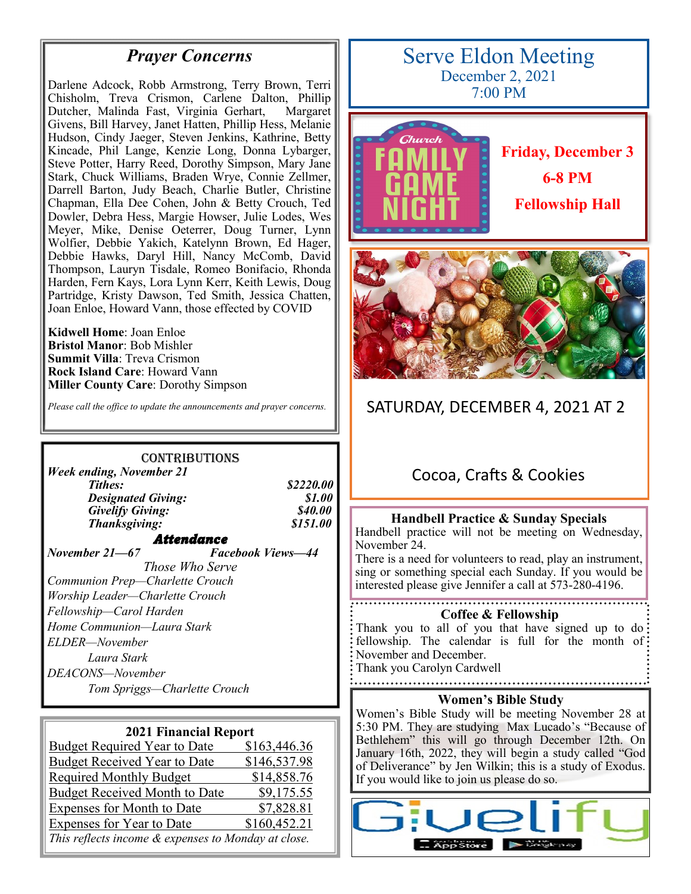## *Prayer Concerns*

Darlene Adcock, Robb Armstrong, Terry Brown, Terri Chisholm, Treva Crismon, Carlene Dalton, Phillip Dutcher, Malinda Fast, Virginia Gerhart, Margaret Givens, Bill Harvey, Janet Hatten, Phillip Hess, Melanie Hudson, Cindy Jaeger, Steven Jenkins, Kathrine, Betty Kincade, Phil Lange, Kenzie Long, Donna Lybarger, Steve Potter, Harry Reed, Dorothy Simpson, Mary Jane Stark, Chuck Williams, Braden Wrye, Connie Zellmer, Darrell Barton, Judy Beach, Charlie Butler, Christine Chapman, Ella Dee Cohen, John & Betty Crouch, Ted Dowler, Debra Hess, Margie Howser, Julie Lodes, Wes Meyer, Mike, Denise Oeterrer, Doug Turner, Lynn Wolfier, Debbie Yakich, Katelynn Brown, Ed Hager, Debbie Hawks, Daryl Hill, Nancy McComb, David Thompson, Lauryn Tisdale, Romeo Bonifacio, Rhonda Harden, Fern Kays, Lora Lynn Kerr, Keith Lewis, Doug Partridge, Kristy Dawson, Ted Smith, Jessica Chatten, Joan Enloe, Howard Vann, those effected by COVID

**Kidwell Home**: Joan Enloe
**Bristol Manor**: Bob Mishler
**Summit Villa**: Treva Crismon
**Rock Island Care**: Howard Vann
**Miller County Care**: Dorothy Simpson

*Please call the office to update the announcements and prayer concerns.*

## Contributions

*Week ending, November 21*

| | |
|---|---|
| ***Tithes:*** | ***$2220.00*** |
| ***Designated Giving:*** | ***$1.00*** |
| ***Givelify Giving:*** | ***$40.00*** |
| ***Thanksgiving:*** | ***$151.00*** |

### *Attendance*

*November 21—67* *Facebook Views—44*

*Those Who Serve*

*Communion Prep—Charlette Crouch*
*Worship Leader—Charlette Crouch*
*Fellowship—Carol Harden*
*Home Communion—Laura Stark*
*ELDER—November*
*Laura Stark*
*DEACONS—November*
*Tom Spriggs—Charlette Crouch*

## 2021 Financial Report

| | |
|---|---|
| Budget Required Year to Date | $163,446.36 |
| Budget Received Year to Date | $146,537.98 |
| Required Monthly Budget | $14,858.76 |
| Budget Received Month to Date | $9,175.55 |
| Expenses for Month to Date | $7,828.81 |
| Expenses for Year to Date | $160,452.21 |

*This reflects income & expenses to Monday at close.*

## Serve Eldon Meeting

December 2, 2021
7:00 PM

Church FAMILY GAME NIGHT

**Friday, December 3**

**6-8 PM**

**Fellowship Hall**

SATURDAY, DECEMBER 4, 2021 AT 2

Cocoa, Crafts & Cookies

### Handbell Practice & Sunday Specials

Handbell practice will not be meeting on Wednesday, November 24.

There is a need for volunteers to read, play an instrument, sing or something special each Sunday. If you would be interested please give Jennifer a call at 573-280-4196.

### Coffee & Fellowship

Thank you to all of you that have signed up to do fellowship. The calendar is full for the month of November and December.

Thank you Carolyn Cardwell

### Women's Bible Study

Women's Bible Study will be meeting November 28 at 5:30 PM. They are studying Max Lucado's "Because of Bethlehem" this will go through December 12th. On January 16th, 2022, they will begin a study called "God of Deliverance" by Jen Wilkin; this is a study of Exodus. If you would like to join us please do so.

Givelify